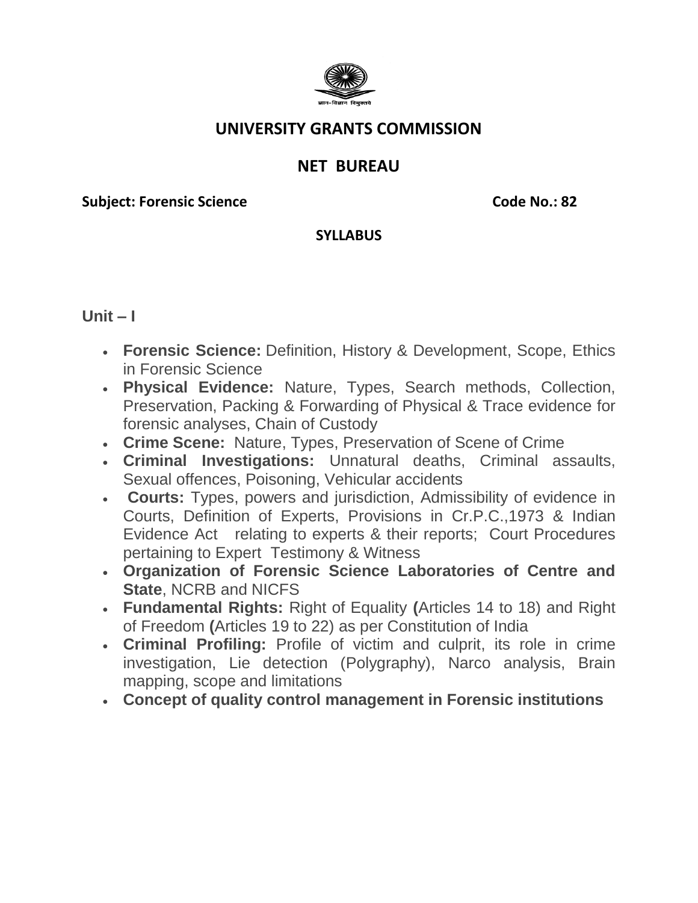# UNIVERSITY GRANTS COMMISSION

## NET BUREAU

**Subject: Forensic Science** **Code No.: 82**

**SYLLABUS**

### Unit – I

- **Forensic Science:** Definition, History & Development, Scope, Ethics in Forensic Science
- **Physical Evidence:** Nature, Types, Search methods, Collection, Preservation, Packing & Forwarding of Physical & Trace evidence for forensic analyses, Chain of Custody
- **Crime Scene:** Nature, Types, Preservation of Scene of Crime
- **Criminal Investigations:** Unnatural deaths, Criminal assaults, Sexual offences, Poisoning, Vehicular accidents
- **Courts:** Types, powers and jurisdiction, Admissibility of evidence in Courts, Definition of Experts, Provisions in Cr.P.C.,1973 & Indian Evidence Act relating to experts & their reports; Court Procedures pertaining to Expert Testimony & Witness
- **Organization of Forensic Science Laboratories of Centre and State**, NCRB and NICFS
- **Fundamental Rights:** Right of Equality **(**Articles 14 to 18) and Right of Freedom **(**Articles 19 to 22) as per Constitution of India
- **Criminal Profiling:** Profile of victim and culprit, its role in crime investigation, Lie detection (Polygraphy), Narco analysis, Brain mapping, scope and limitations
- **Concept of quality control management in Forensic institutions**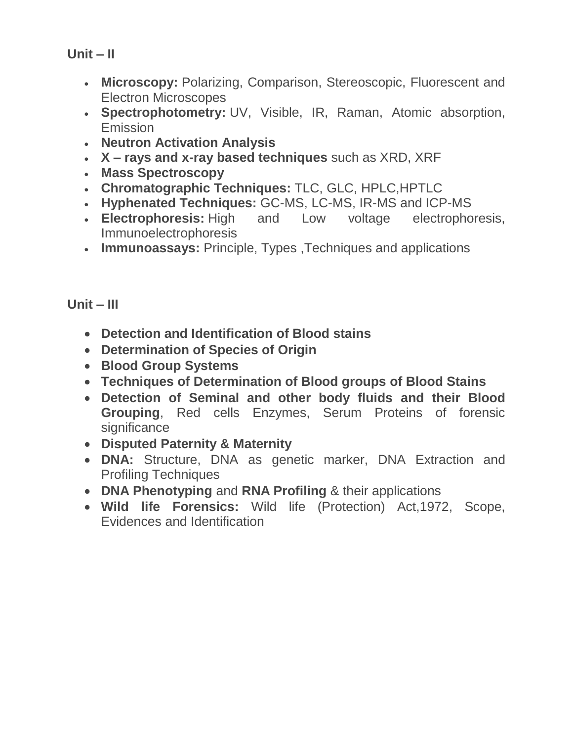**Unit – II**

- **Microscopy:** Polarizing, Comparison, Stereoscopic, Fluorescent and Electron Microscopes
- **Spectrophotometry:** UV, Visible, IR, Raman, Atomic absorption, Emission
- **Neutron Activation Analysis**
- **X – rays and x-ray based techniques** such as XRD, XRF
- **Mass Spectroscopy**
- **Chromatographic Techniques:** TLC, GLC, HPLC,HPTLC
- **Hyphenated Techniques:** GC-MS, LC-MS, IR-MS and ICP-MS
- **Electrophoresis:** High and Low voltage electrophoresis, Immunoelectrophoresis
- **Immunoassays:** Principle, Types ,Techniques and applications

**Unit – III**

- **Detection and Identification of Blood stains**
- **Determination of Species of Origin**
- **Blood Group Systems**
- **Techniques of Determination of Blood groups of Blood Stains**
- **Detection of Seminal and other body fluids and their Blood Grouping**, Red cells Enzymes, Serum Proteins of forensic significance
- **Disputed Paternity & Maternity**
- **DNA:** Structure, DNA as genetic marker, DNA Extraction and Profiling Techniques
- **DNA Phenotyping** and **RNA Profiling** & their applications
- **Wild life Forensics:** Wild life (Protection) Act,1972, Scope, Evidences and Identification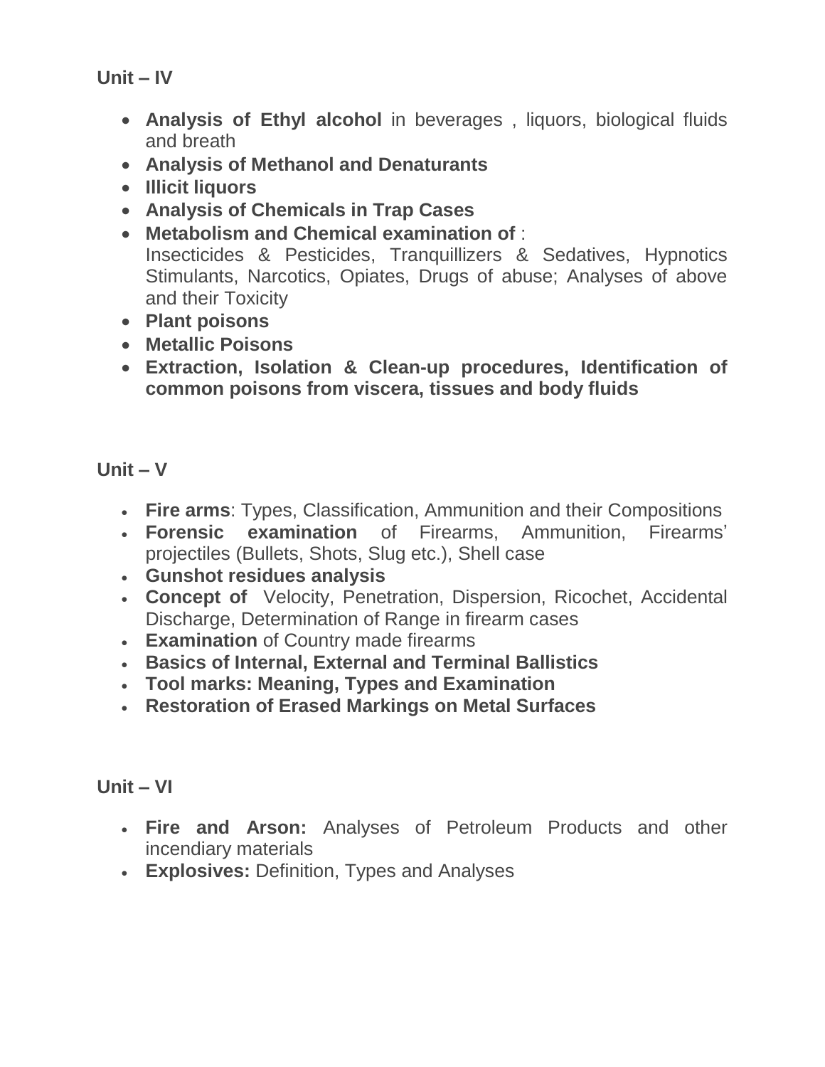## Unit – IV

- **Analysis of Ethyl alcohol** in beverages , liquors, biological fluids and breath
- **Analysis of Methanol and Denaturants**
- **Illicit liquors**
- **Analysis of Chemicals in Trap Cases**
- **Metabolism and Chemical examination of** :
  Insecticides & Pesticides, Tranquillizers & Sedatives, Hypnotics Stimulants, Narcotics, Opiates, Drugs of abuse; Analyses of above and their Toxicity
- **Plant poisons**
- **Metallic Poisons**
- **Extraction, Isolation & Clean-up procedures, Identification of common poisons from viscera, tissues and body fluids**

## Unit – V

- **Fire arms**: Types, Classification, Ammunition and their Compositions
- **Forensic examination** of Firearms, Ammunition, Firearms' projectiles (Bullets, Shots, Slug etc.), Shell case
- **Gunshot residues analysis**
- **Concept of** Velocity, Penetration, Dispersion, Ricochet, Accidental Discharge, Determination of Range in firearm cases
- **Examination** of Country made firearms
- **Basics of Internal, External and Terminal Ballistics**
- **Tool marks: Meaning, Types and Examination**
- **Restoration of Erased Markings on Metal Surfaces**

## Unit – VI

- **Fire and Arson:** Analyses of Petroleum Products and other incendiary materials
- **Explosives:** Definition, Types and Analyses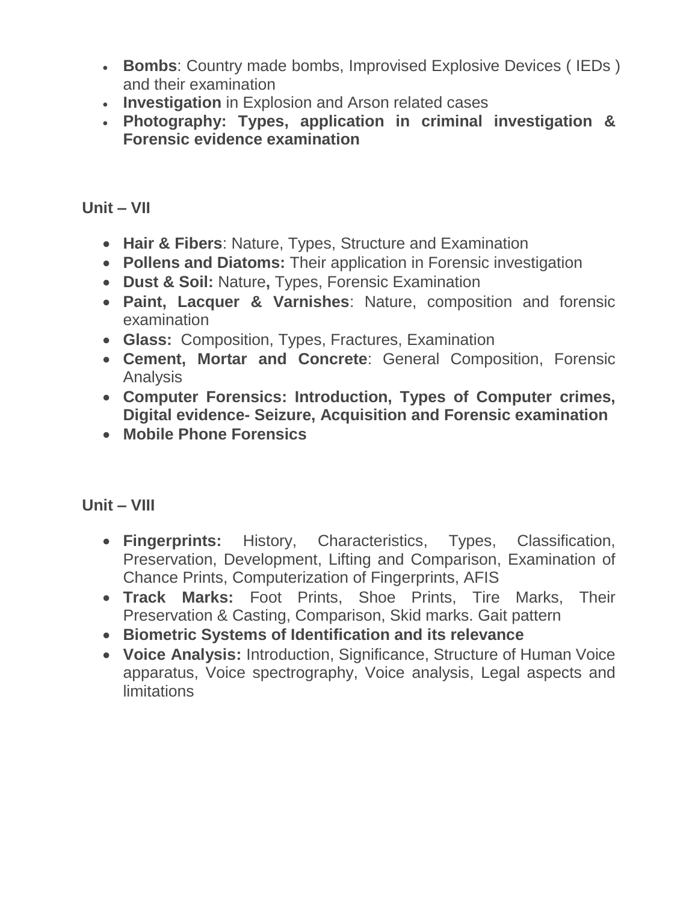- **Bombs**: Country made bombs, Improvised Explosive Devices ( IEDs ) and their examination
- **Investigation** in Explosion and Arson related cases
- **Photography: Types, application in criminal investigation & Forensic evidence examination**

## Unit – VII

- **Hair & Fibers**: Nature, Types, Structure and Examination
- **Pollens and Diatoms:** Their application in Forensic investigation
- **Dust & Soil:** Nature**,** Types, Forensic Examination
- **Paint, Lacquer & Varnishes**: Nature, composition and forensic examination
- **Glass:** Composition, Types, Fractures, Examination
- **Cement, Mortar and Concrete**: General Composition, Forensic Analysis
- **Computer Forensics: Introduction, Types of Computer crimes, Digital evidence- Seizure, Acquisition and Forensic examination**
- **Mobile Phone Forensics**

## Unit – VIII

- **Fingerprints:** History, Characteristics, Types, Classification, Preservation, Development, Lifting and Comparison, Examination of Chance Prints, Computerization of Fingerprints, AFIS
- **Track Marks:** Foot Prints, Shoe Prints, Tire Marks, Their Preservation & Casting, Comparison, Skid marks. Gait pattern
- **Biometric Systems of Identification and its relevance**
- **Voice Analysis:** Introduction, Significance, Structure of Human Voice apparatus, Voice spectrography, Voice analysis, Legal aspects and limitations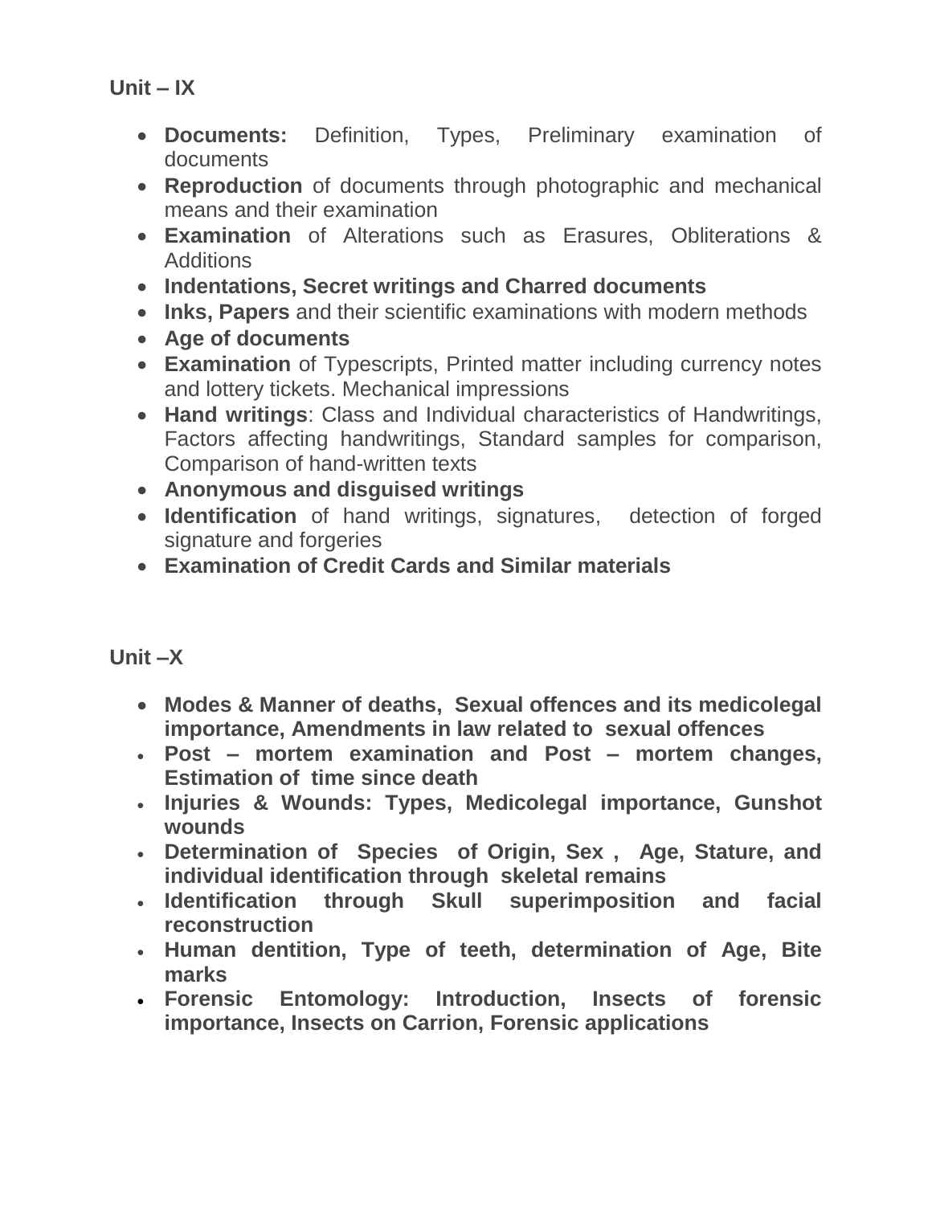**Unit – IX**

- **Documents:** Definition, Types, Preliminary examination of documents
- **Reproduction** of documents through photographic and mechanical means and their examination
- **Examination** of Alterations such as Erasures, Obliterations & Additions
- **Indentations, Secret writings and Charred documents**
- **Inks, Papers** and their scientific examinations with modern methods
- **Age of documents**
- **Examination** of Typescripts, Printed matter including currency notes and lottery tickets. Mechanical impressions
- **Hand writings**: Class and Individual characteristics of Handwritings, Factors affecting handwritings, Standard samples for comparison, Comparison of hand-written texts
- **Anonymous and disguised writings**
- **Identification** of hand writings, signatures, detection of forged signature and forgeries
- **Examination of Credit Cards and Similar materials**

**Unit –X**

- **Modes & Manner of deaths, Sexual offences and its medicolegal importance, Amendments in law related to sexual offences**
- **Post – mortem examination and Post – mortem changes, Estimation of time since death**
- **Injuries & Wounds: Types, Medicolegal importance, Gunshot wounds**
- **Determination of Species of Origin, Sex , Age, Stature, and individual identification through skeletal remains**
- **Identification through Skull superimposition and facial reconstruction**
- **Human dentition, Type of teeth, determination of Age, Bite marks**
- **Forensic Entomology: Introduction, Insects of forensic importance, Insects on Carrion, Forensic applications**